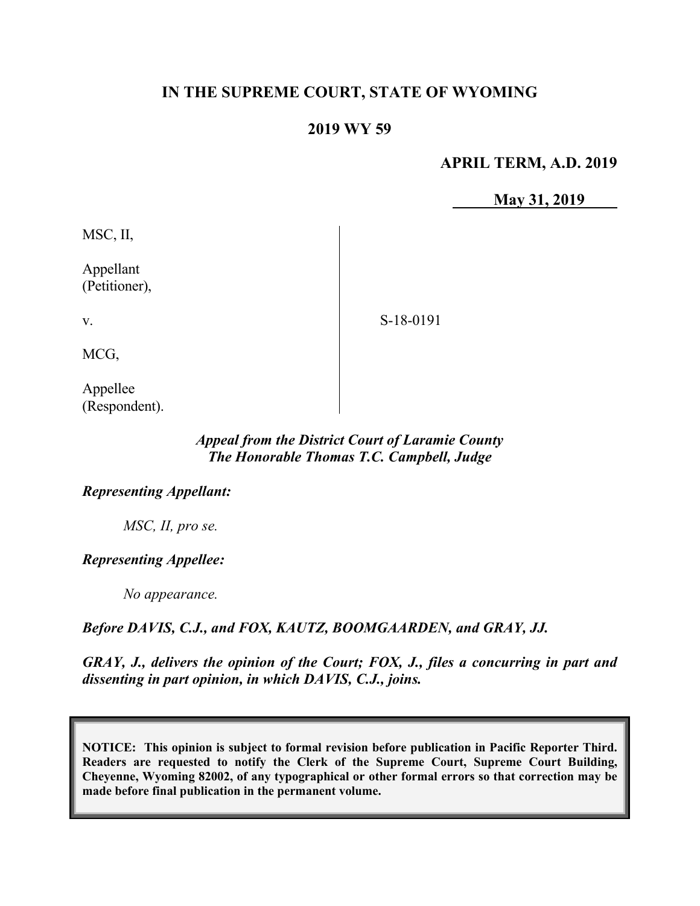**IN THE SUPREME COURT, STATE OF WYOMING**

**2019 WY 59**

**APRIL TERM, A.D. 2019**

**May 31, 2019**

| | | |
|---|---|---|
| MSC, II,<br><br>Appellant<br>(Petitioner),<br><br>v.<br><br>MCG,<br><br>Appellee<br>(Respondent). | | S-18-0191 |

***Appeal from the District Court of Laramie County***
***The Honorable Thomas T.C. Campbell, Judge***

***Representing Appellant:***

*MSC, II, pro se.*

***Representing Appellee:***

*No appearance.*

***Before DAVIS, C.J., and FOX, KAUTZ, BOOMGAARDEN, and GRAY, JJ.***

***GRAY, J., delivers the opinion of the Court; FOX, J., files a concurring in part and dissenting in part opinion, in which DAVIS, C.J., joins.***

**NOTICE: This opinion is subject to formal revision before publication in Pacific Reporter Third. Readers are requested to notify the Clerk of the Supreme Court, Supreme Court Building, Cheyenne, Wyoming 82002, of any typographical or other formal errors so that correction may be made before final publication in the permanent volume.**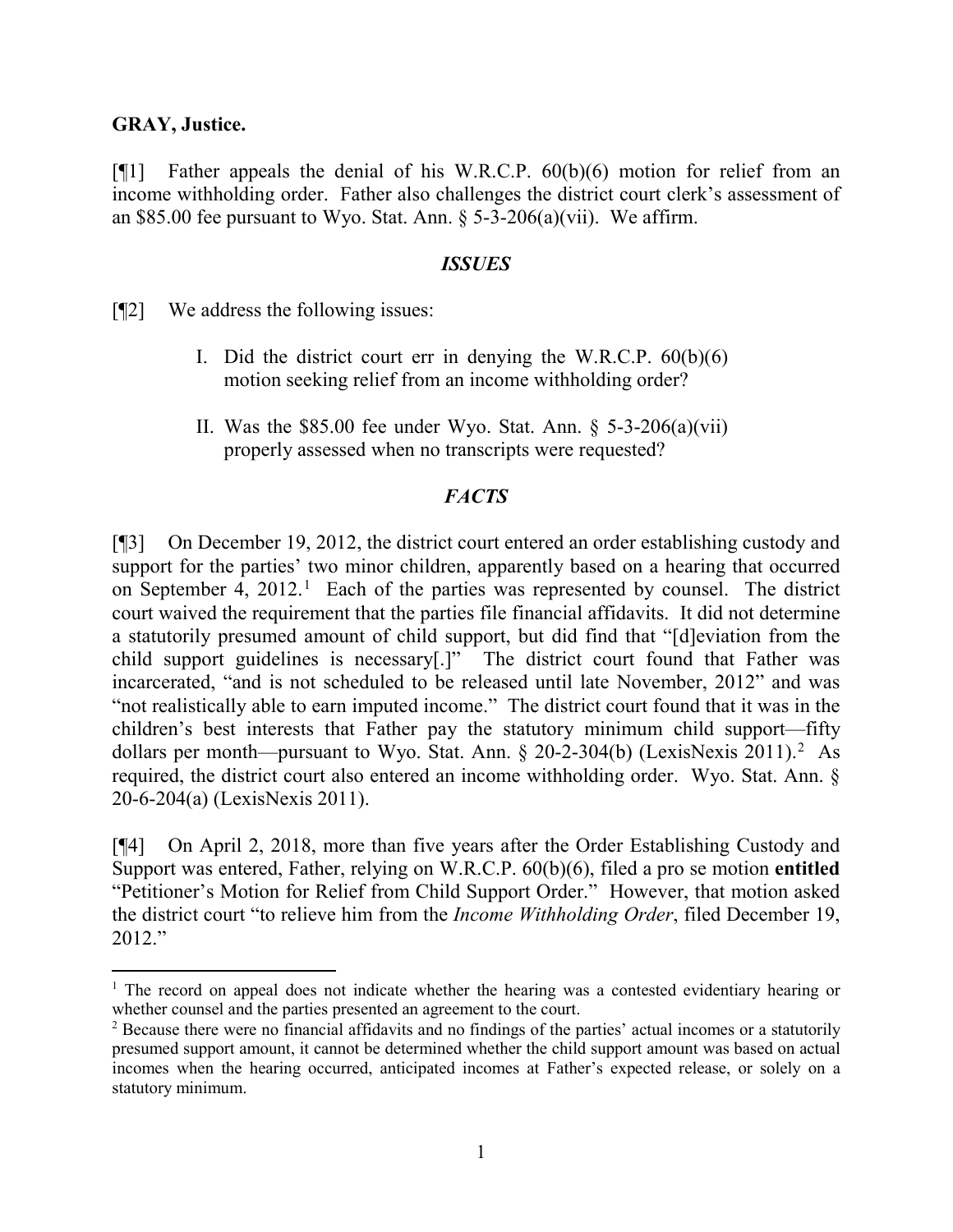**GRAY, Justice.**

[¶1] Father appeals the denial of his W.R.C.P. 60(b)(6) motion for relief from an income withholding order. Father also challenges the district court clerk's assessment of an $85.00 fee pursuant to Wyo. Stat. Ann. § 5-3-206(a)(vii). We affirm.

## *ISSUES*

[¶2] We address the following issues:

> I. Did the district court err in denying the W.R.C.P. 60(b)(6) motion seeking relief from an income withholding order?
>
> II. Was the $85.00 fee under Wyo. Stat. Ann. § 5-3-206(a)(vii) properly assessed when no transcripts were requested?

## *FACTS*

[¶3] On December 19, 2012, the district court entered an order establishing custody and support for the parties' two minor children, apparently based on a hearing that occurred on September 4, 2012.[1] Each of the parties was represented by counsel. The district court waived the requirement that the parties file financial affidavits. It did not determine a statutorily presumed amount of child support, but did find that "[d]eviation from the child support guidelines is necessary[.]" The district court found that Father was incarcerated, "and is not scheduled to be released until late November, 2012" and was "not realistically able to earn imputed income." The district court found that it was in the children's best interests that Father pay the statutory minimum child support—fifty dollars per month—pursuant to Wyo. Stat. Ann. § 20-2-304(b) (LexisNexis 2011).[2] As required, the district court also entered an income withholding order. Wyo. Stat. Ann. § 20-6-204(a) (LexisNexis 2011).

[¶4] On April 2, 2018, more than five years after the Order Establishing Custody and Support was entered, Father, relying on W.R.C.P. 60(b)(6), filed a pro se motion **entitled** "Petitioner's Motion for Relief from Child Support Order." However, that motion asked the district court "to relieve him from the *Income Withholding Order*, filed December 19, 2012."

---

[1] The record on appeal does not indicate whether the hearing was a contested evidentiary hearing or whether counsel and the parties presented an agreement to the court.

[2] Because there were no financial affidavits and no findings of the parties' actual incomes or a statutorily presumed support amount, it cannot be determined whether the child support amount was based on actual incomes when the hearing occurred, anticipated incomes at Father's expected release, or solely on a statutory minimum.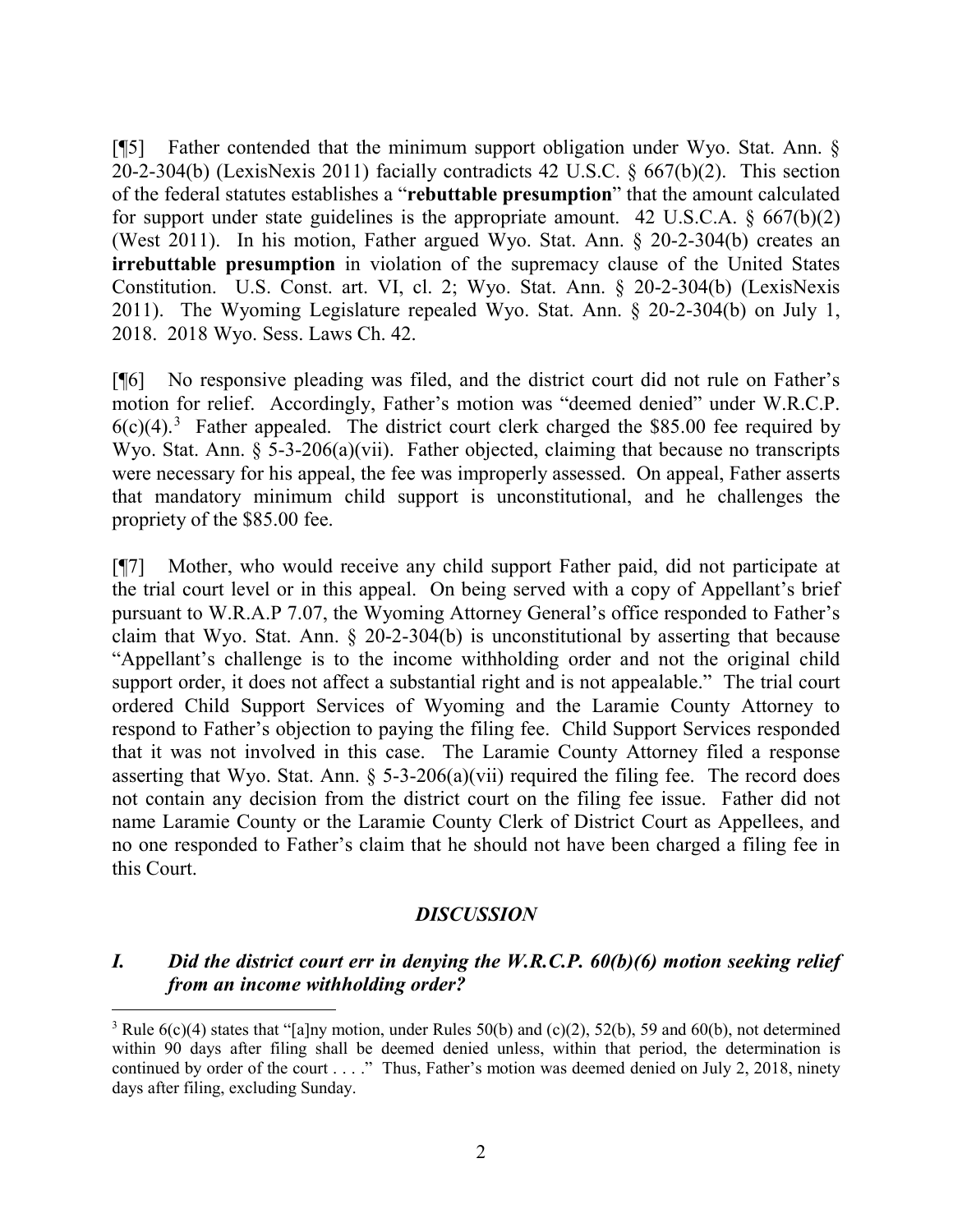[¶5] Father contended that the minimum support obligation under Wyo. Stat. Ann. § 20-2-304(b) (LexisNexis 2011) facially contradicts 42 U.S.C. § 667(b)(2). This section of the federal statutes establishes a "**rebuttable presumption**" that the amount calculated for support under state guidelines is the appropriate amount. 42 U.S.C.A. § 667(b)(2) (West 2011). In his motion, Father argued Wyo. Stat. Ann. § 20-2-304(b) creates an **irrebuttable presumption** in violation of the supremacy clause of the United States Constitution. U.S. Const. art. VI, cl. 2; Wyo. Stat. Ann. § 20-2-304(b) (LexisNexis 2011). The Wyoming Legislature repealed Wyo. Stat. Ann. § 20-2-304(b) on July 1, 2018. 2018 Wyo. Sess. Laws Ch. 42.

[¶6] No responsive pleading was filed, and the district court did not rule on Father's motion for relief. Accordingly, Father's motion was "deemed denied" under W.R.C.P. 6(c)(4).[3] Father appealed. The district court clerk charged the $85.00 fee required by Wyo. Stat. Ann. § 5-3-206(a)(vii). Father objected, claiming that because no transcripts were necessary for his appeal, the fee was improperly assessed. On appeal, Father asserts that mandatory minimum child support is unconstitutional, and he challenges the propriety of the $85.00 fee.

[¶7] Mother, who would receive any child support Father paid, did not participate at the trial court level or in this appeal. On being served with a copy of Appellant's brief pursuant to W.R.A.P 7.07, the Wyoming Attorney General's office responded to Father's claim that Wyo. Stat. Ann. § 20-2-304(b) is unconstitutional by asserting that because "Appellant's challenge is to the income withholding order and not the original child support order, it does not affect a substantial right and is not appealable." The trial court ordered Child Support Services of Wyoming and the Laramie County Attorney to respond to Father's objection to paying the filing fee. Child Support Services responded that it was not involved in this case. The Laramie County Attorney filed a response asserting that Wyo. Stat. Ann. § 5-3-206(a)(vii) required the filing fee. The record does not contain any decision from the district court on the filing fee issue. Father did not name Laramie County or the Laramie County Clerk of District Court as Appellees, and no one responded to Father's claim that he should not have been charged a filing fee in this Court.

## *DISCUSSION*

### *I. Did the district court err in denying the W.R.C.P. 60(b)(6) motion seeking relief from an income withholding order?*

---

[3] Rule 6(c)(4) states that "[a]ny motion, under Rules 50(b) and (c)(2), 52(b), 59 and 60(b), not determined within 90 days after filing shall be deemed denied unless, within that period, the determination is continued by order of the court . . . ." Thus, Father's motion was deemed denied on July 2, 2018, ninety days after filing, excluding Sunday.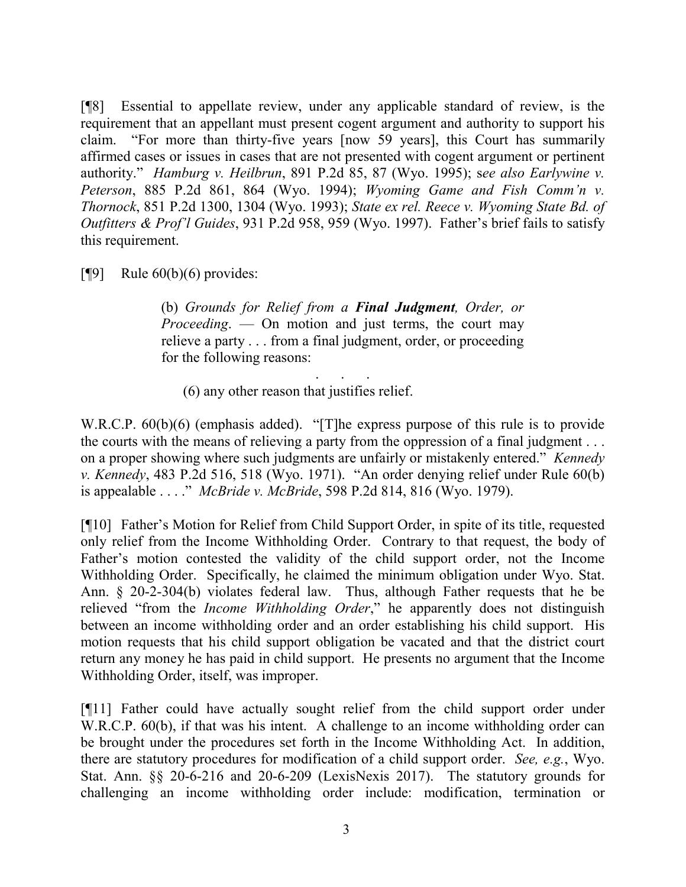[¶8] Essential to appellate review, under any applicable standard of review, is the requirement that an appellant must present cogent argument and authority to support his claim. "For more than thirty-five years [now 59 years], this Court has summarily affirmed cases or issues in cases that are not presented with cogent argument or pertinent authority." *Hamburg v. Heilbrun*, 891 P.2d 85, 87 (Wyo. 1995); s*ee also Earlywine v. Peterson*, 885 P.2d 861, 864 (Wyo. 1994); *Wyoming Game and Fish Comm'n v. Thornock*, 851 P.2d 1300, 1304 (Wyo. 1993); *State ex rel. Reece v. Wyoming State Bd. of Outfitters & Prof'l Guides*, 931 P.2d 958, 959 (Wyo. 1997). Father's brief fails to satisfy this requirement.

[¶9] Rule 60(b)(6) provides:

> (b) *Grounds for Relief from a* ***Final Judgment****, Order, or Proceeding*. — On motion and just terms, the court may relieve a party . . . from a final judgment, order, or proceeding for the following reasons:
>
> . . .
>
> (6) any other reason that justifies relief.

W.R.C.P. 60(b)(6) (emphasis added). "[T]he express purpose of this rule is to provide the courts with the means of relieving a party from the oppression of a final judgment . . . on a proper showing where such judgments are unfairly or mistakenly entered." *Kennedy v. Kennedy*, 483 P.2d 516, 518 (Wyo. 1971). "An order denying relief under Rule 60(b) is appealable . . . ." *McBride v. McBride*, 598 P.2d 814, 816 (Wyo. 1979).

[¶10] Father's Motion for Relief from Child Support Order, in spite of its title, requested only relief from the Income Withholding Order. Contrary to that request, the body of Father's motion contested the validity of the child support order, not the Income Withholding Order. Specifically, he claimed the minimum obligation under Wyo. Stat. Ann. § 20-2-304(b) violates federal law. Thus, although Father requests that he be relieved "from the *Income Withholding Order*," he apparently does not distinguish between an income withholding order and an order establishing his child support. His motion requests that his child support obligation be vacated and that the district court return any money he has paid in child support. He presents no argument that the Income Withholding Order, itself, was improper.

[¶11] Father could have actually sought relief from the child support order under W.R.C.P. 60(b), if that was his intent. A challenge to an income withholding order can be brought under the procedures set forth in the Income Withholding Act. In addition, there are statutory procedures for modification of a child support order. *See, e.g.*, Wyo. Stat. Ann. §§ 20-6-216 and 20-6-209 (LexisNexis 2017). The statutory grounds for challenging an income withholding order include: modification, termination or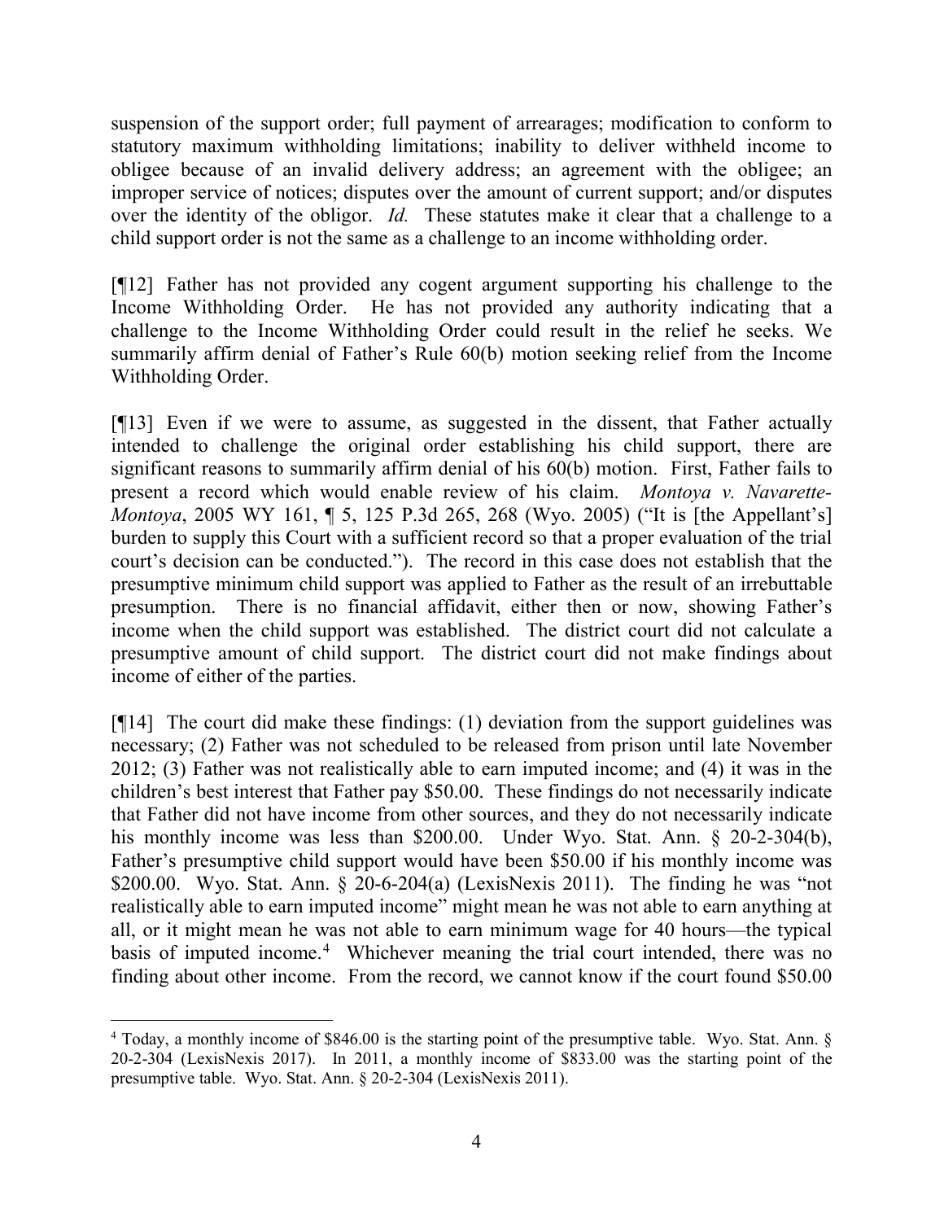suspension of the support order; full payment of arrearages; modification to conform to statutory maximum withholding limitations; inability to deliver withheld income to obligee because of an invalid delivery address; an agreement with the obligee; an improper service of notices; disputes over the amount of current support; and/or disputes over the identity of the obligor. *Id.* These statutes make it clear that a challenge to a child support order is not the same as a challenge to an income withholding order.

[¶12] Father has not provided any cogent argument supporting his challenge to the Income Withholding Order. He has not provided any authority indicating that a challenge to the Income Withholding Order could result in the relief he seeks. We summarily affirm denial of Father's Rule 60(b) motion seeking relief from the Income Withholding Order.

[¶13] Even if we were to assume, as suggested in the dissent, that Father actually intended to challenge the original order establishing his child support, there are significant reasons to summarily affirm denial of his 60(b) motion. First, Father fails to present a record which would enable review of his claim. *Montoya v. Navarette-Montoya*, 2005 WY 161, ¶ 5, 125 P.3d 265, 268 (Wyo. 2005) ("It is [the Appellant's] burden to supply this Court with a sufficient record so that a proper evaluation of the trial court's decision can be conducted."). The record in this case does not establish that the presumptive minimum child support was applied to Father as the result of an irrebuttable presumption. There is no financial affidavit, either then or now, showing Father's income when the child support was established. The district court did not calculate a presumptive amount of child support. The district court did not make findings about income of either of the parties.

[¶14] The court did make these findings: (1) deviation from the support guidelines was necessary; (2) Father was not scheduled to be released from prison until late November 2012; (3) Father was not realistically able to earn imputed income; and (4) it was in the children's best interest that Father pay $50.00. These findings do not necessarily indicate that Father did not have income from other sources, and they do not necessarily indicate his monthly income was less than $200.00. Under Wyo. Stat. Ann. § 20-2-304(b), Father's presumptive child support would have been $50.00 if his monthly income was $200.00. Wyo. Stat. Ann. § 20-6-204(a) (LexisNexis 2011). The finding he was "not realistically able to earn imputed income" might mean he was not able to earn anything at all, or it might mean he was not able to earn minimum wage for 40 hours—the typical basis of imputed income.[4] Whichever meaning the trial court intended, there was no finding about other income. From the record, we cannot know if the court found $50.00

[4] Today, a monthly income of $846.00 is the starting point of the presumptive table. Wyo. Stat. Ann. § 20-2-304 (LexisNexis 2017). In 2011, a monthly income of $833.00 was the starting point of the presumptive table. Wyo. Stat. Ann. § 20-2-304 (LexisNexis 2011).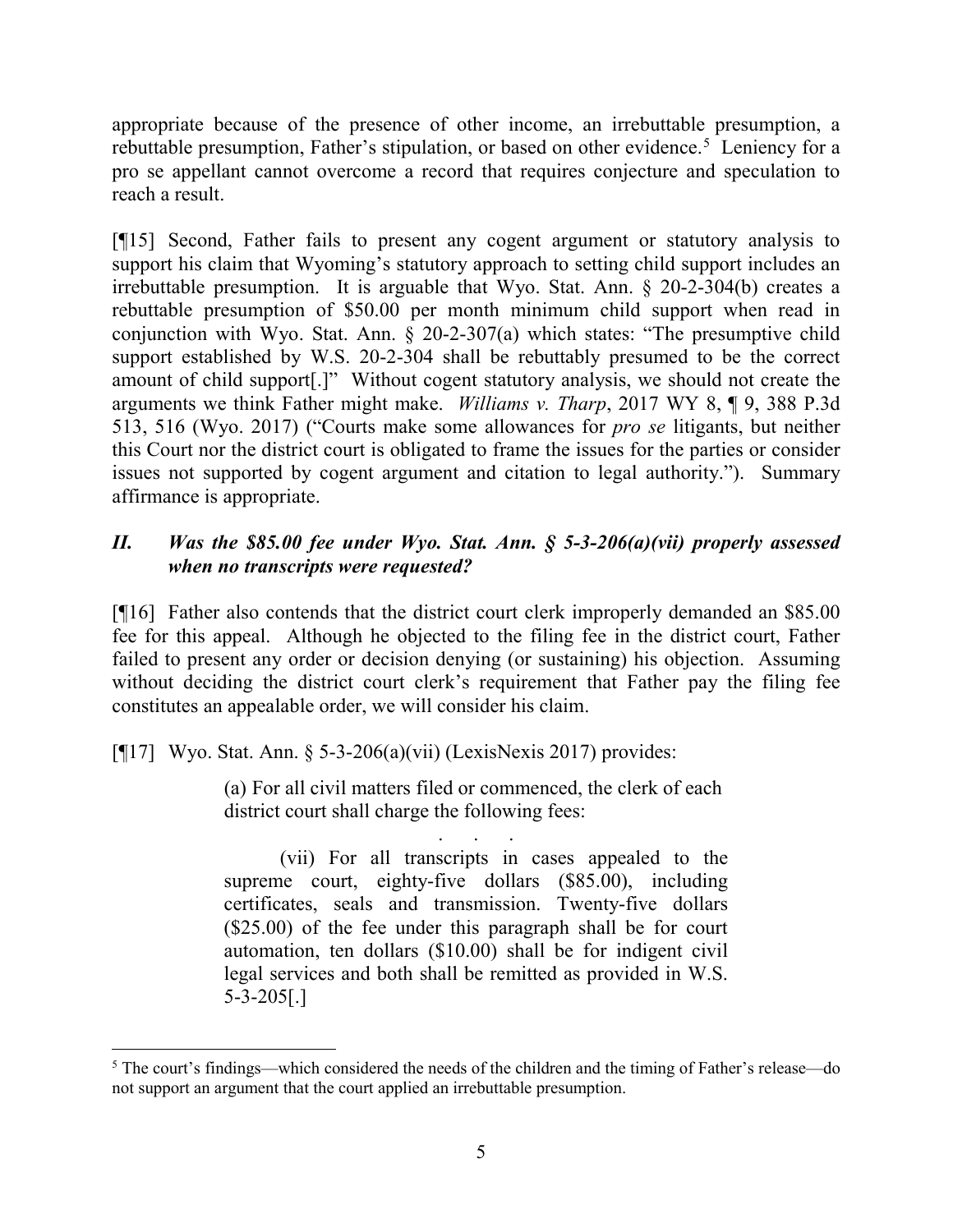appropriate because of the presence of other income, an irrebuttable presumption, a rebuttable presumption, Father's stipulation, or based on other evidence.[5] Leniency for a pro se appellant cannot overcome a record that requires conjecture and speculation to reach a result.

[¶15] Second, Father fails to present any cogent argument or statutory analysis to support his claim that Wyoming's statutory approach to setting child support includes an irrebuttable presumption. It is arguable that Wyo. Stat. Ann. § 20-2-304(b) creates a rebuttable presumption of $50.00 per month minimum child support when read in conjunction with Wyo. Stat. Ann. § 20-2-307(a) which states: "The presumptive child support established by W.S. 20-2-304 shall be rebuttably presumed to be the correct amount of child support[.]" Without cogent statutory analysis, we should not create the arguments we think Father might make. *Williams v. Tharp*, 2017 WY 8, ¶ 9, 388 P.3d 513, 516 (Wyo. 2017) ("Courts make some allowances for *pro se* litigants, but neither this Court nor the district court is obligated to frame the issues for the parties or consider issues not supported by cogent argument and citation to legal authority."). Summary affirmance is appropriate.

## *II. Was the $85.00 fee under Wyo. Stat. Ann. § 5-3-206(a)(vii) properly assessed when no transcripts were requested?*

[¶16] Father also contends that the district court clerk improperly demanded an $85.00 fee for this appeal. Although he objected to the filing fee in the district court, Father failed to present any order or decision denying (or sustaining) his objection. Assuming without deciding the district court clerk's requirement that Father pay the filing fee constitutes an appealable order, we will consider his claim.

[¶17] Wyo. Stat. Ann. § 5-3-206(a)(vii) (LexisNexis 2017) provides:

> (a) For all civil matters filed or commenced, the clerk of each district court shall charge the following fees:
>
> . . .
>
> (vii) For all transcripts in cases appealed to the supreme court, eighty-five dollars ($85.00), including certificates, seals and transmission. Twenty-five dollars ($25.00) of the fee under this paragraph shall be for court automation, ten dollars ($10.00) shall be for indigent civil legal services and both shall be remitted as provided in W.S. 5-3-205[.]

---

[5] The court's findings—which considered the needs of the children and the timing of Father's release—do not support an argument that the court applied an irrebuttable presumption.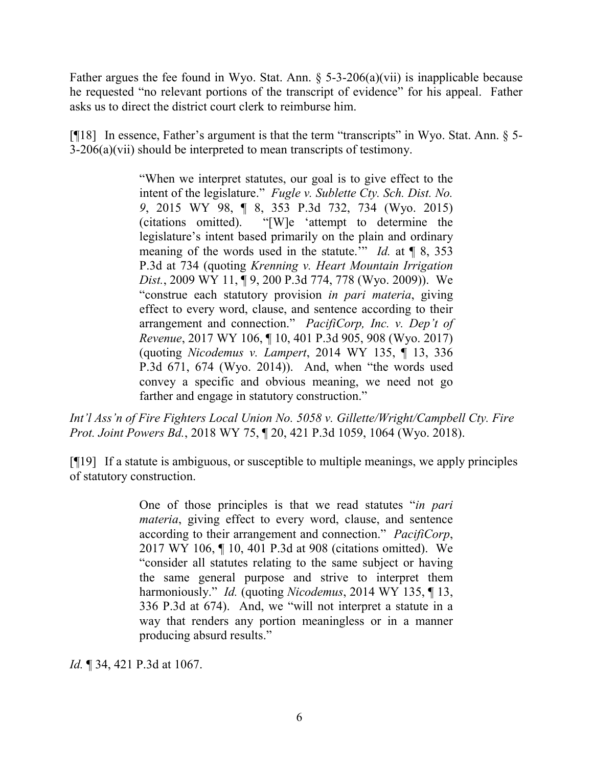Father argues the fee found in Wyo. Stat. Ann. § 5-3-206(a)(vii) is inapplicable because he requested "no relevant portions of the transcript of evidence" for his appeal. Father asks us to direct the district court clerk to reimburse him.

[¶18] In essence, Father's argument is that the term "transcripts" in Wyo. Stat. Ann. § 5-3-206(a)(vii) should be interpreted to mean transcripts of testimony.

> "When we interpret statutes, our goal is to give effect to the intent of the legislature." *Fugle v. Sublette Cty. Sch. Dist. No. 9*, 2015 WY 98, ¶ 8, 353 P.3d 732, 734 (Wyo. 2015) (citations omitted). "[W]e 'attempt to determine the legislature's intent based primarily on the plain and ordinary meaning of the words used in the statute.'" *Id.* at ¶ 8, 353 P.3d at 734 (quoting *Krenning v. Heart Mountain Irrigation Dist.*, 2009 WY 11, ¶ 9, 200 P.3d 774, 778 (Wyo. 2009)). We "construe each statutory provision *in pari materia*, giving effect to every word, clause, and sentence according to their arrangement and connection." *PacifiCorp, Inc. v. Dep't of Revenue*, 2017 WY 106, ¶ 10, 401 P.3d 905, 908 (Wyo. 2017) (quoting *Nicodemus v. Lampert*, 2014 WY 135, ¶ 13, 336 P.3d 671, 674 (Wyo. 2014)). And, when "the words used convey a specific and obvious meaning, we need not go farther and engage in statutory construction."

*Int'l Ass'n of Fire Fighters Local Union No. 5058 v. Gillette/Wright/Campbell Cty. Fire Prot. Joint Powers Bd.*, 2018 WY 75, ¶ 20, 421 P.3d 1059, 1064 (Wyo. 2018).

[¶19] If a statute is ambiguous, or susceptible to multiple meanings, we apply principles of statutory construction.

> One of those principles is that we read statutes "*in pari materia*, giving effect to every word, clause, and sentence according to their arrangement and connection." *PacifiCorp*, 2017 WY 106, ¶ 10, 401 P.3d at 908 (citations omitted). We "consider all statutes relating to the same subject or having the same general purpose and strive to interpret them harmoniously." *Id.* (quoting *Nicodemus*, 2014 WY 135, ¶ 13, 336 P.3d at 674). And, we "will not interpret a statute in a way that renders any portion meaningless or in a manner producing absurd results."

*Id.* ¶ 34, 421 P.3d at 1067.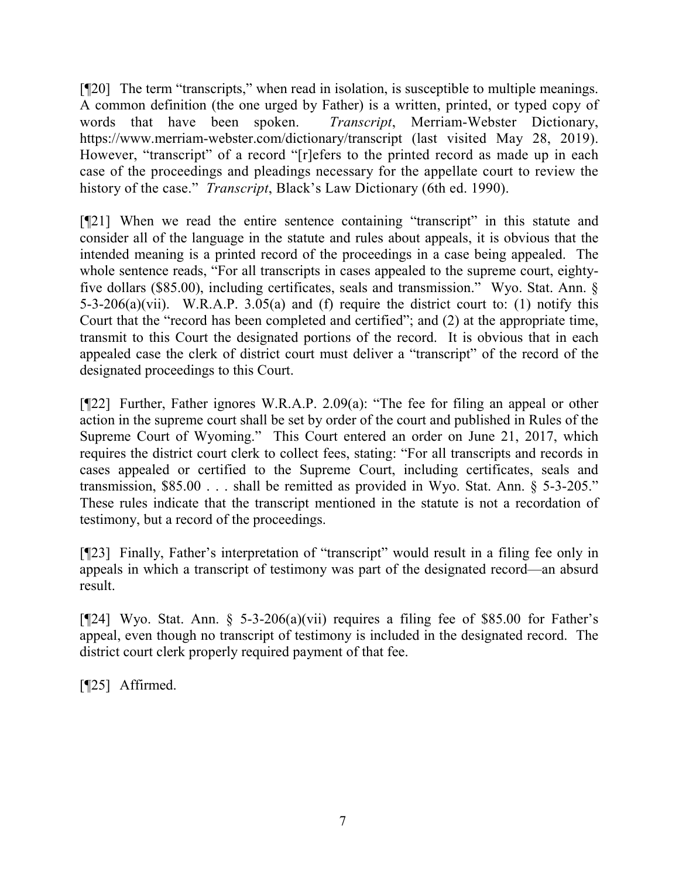[¶20] The term "transcripts," when read in isolation, is susceptible to multiple meanings. A common definition (the one urged by Father) is a written, printed, or typed copy of words that have been spoken. *Transcript*, Merriam-Webster Dictionary, https://www.merriam-webster.com/dictionary/transcript (last visited May 28, 2019). However, "transcript" of a record "[r]efers to the printed record as made up in each case of the proceedings and pleadings necessary for the appellate court to review the history of the case." *Transcript*, Black's Law Dictionary (6th ed. 1990).

[¶21] When we read the entire sentence containing "transcript" in this statute and consider all of the language in the statute and rules about appeals, it is obvious that the intended meaning is a printed record of the proceedings in a case being appealed. The whole sentence reads, "For all transcripts in cases appealed to the supreme court, eighty-five dollars ($85.00), including certificates, seals and transmission." Wyo. Stat. Ann. § 5-3-206(a)(vii). W.R.A.P. 3.05(a) and (f) require the district court to: (1) notify this Court that the "record has been completed and certified"; and (2) at the appropriate time, transmit to this Court the designated portions of the record. It is obvious that in each appealed case the clerk of district court must deliver a "transcript" of the record of the designated proceedings to this Court.

[¶22] Further, Father ignores W.R.A.P. 2.09(a): "The fee for filing an appeal or other action in the supreme court shall be set by order of the court and published in Rules of the Supreme Court of Wyoming." This Court entered an order on June 21, 2017, which requires the district court clerk to collect fees, stating: "For all transcripts and records in cases appealed or certified to the Supreme Court, including certificates, seals and transmission, $85.00 . . . shall be remitted as provided in Wyo. Stat. Ann. § 5-3-205." These rules indicate that the transcript mentioned in the statute is not a recordation of testimony, but a record of the proceedings.

[¶23] Finally, Father's interpretation of "transcript" would result in a filing fee only in appeals in which a transcript of testimony was part of the designated record—an absurd result.

[¶24] Wyo. Stat. Ann. § 5-3-206(a)(vii) requires a filing fee of $85.00 for Father's appeal, even though no transcript of testimony is included in the designated record. The district court clerk properly required payment of that fee.

[¶25] Affirmed.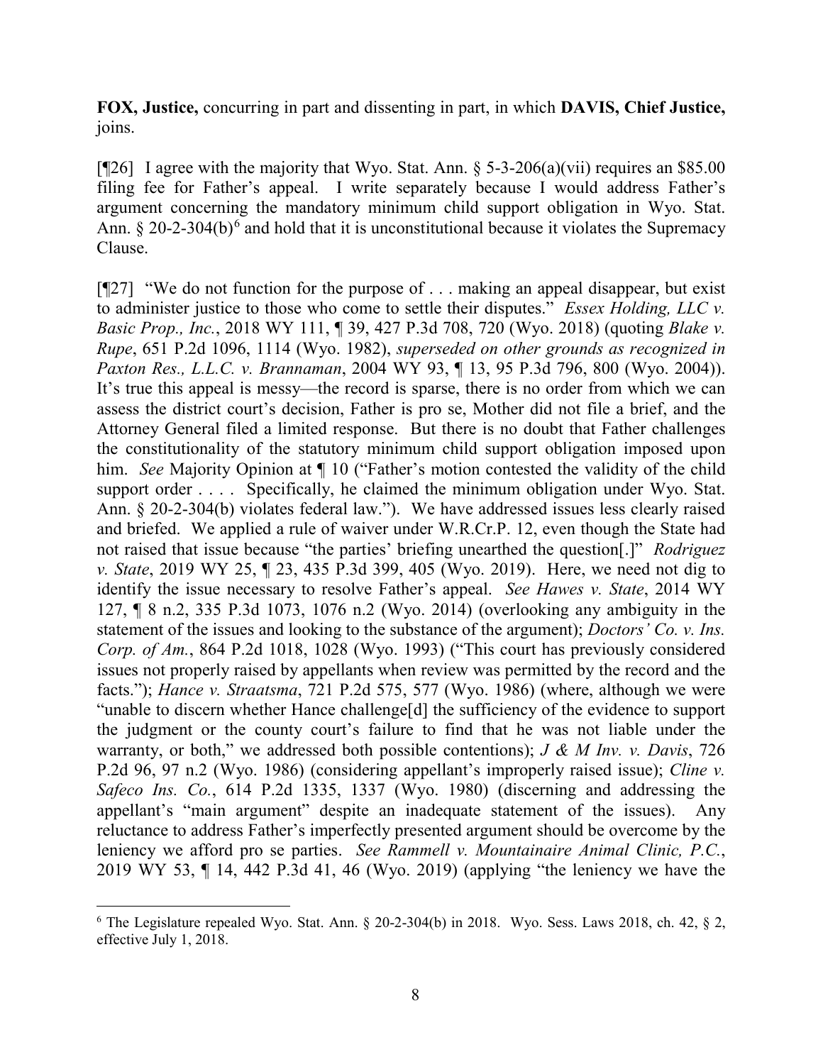**FOX, Justice,** concurring in part and dissenting in part, in which **DAVIS, Chief Justice,** joins.

[¶26] I agree with the majority that Wyo. Stat. Ann. § 5-3-206(a)(vii) requires an $85.00 filing fee for Father's appeal. I write separately because I would address Father's argument concerning the mandatory minimum child support obligation in Wyo. Stat. Ann. § 20-2-304(b)[6] and hold that it is unconstitutional because it violates the Supremacy Clause.

[¶27] "We do not function for the purpose of . . . making an appeal disappear, but exist to administer justice to those who come to settle their disputes." *Essex Holding, LLC v. Basic Prop., Inc.*, 2018 WY 111, ¶ 39, 427 P.3d 708, 720 (Wyo. 2018) (quoting *Blake v. Rupe*, 651 P.2d 1096, 1114 (Wyo. 1982), *superseded on other grounds as recognized in Paxton Res., L.L.C. v. Brannaman*, 2004 WY 93, ¶ 13, 95 P.3d 796, 800 (Wyo. 2004)). It's true this appeal is messy—the record is sparse, there is no order from which we can assess the district court's decision, Father is pro se, Mother did not file a brief, and the Attorney General filed a limited response. But there is no doubt that Father challenges the constitutionality of the statutory minimum child support obligation imposed upon him. *See* Majority Opinion at ¶ 10 ("Father's motion contested the validity of the child support order . . . . Specifically, he claimed the minimum obligation under Wyo. Stat. Ann. § 20-2-304(b) violates federal law."). We have addressed issues less clearly raised and briefed. We applied a rule of waiver under W.R.Cr.P. 12, even though the State had not raised that issue because "the parties' briefing unearthed the question[.]" *Rodriguez v. State*, 2019 WY 25, ¶ 23, 435 P.3d 399, 405 (Wyo. 2019). Here, we need not dig to identify the issue necessary to resolve Father's appeal. *See Hawes v. State*, 2014 WY 127, ¶ 8 n.2, 335 P.3d 1073, 1076 n.2 (Wyo. 2014) (overlooking any ambiguity in the statement of the issues and looking to the substance of the argument); *Doctors' Co. v. Ins. Corp. of Am.*, 864 P.2d 1018, 1028 (Wyo. 1993) ("This court has previously considered issues not properly raised by appellants when review was permitted by the record and the facts."); *Hance v. Straatsma*, 721 P.2d 575, 577 (Wyo. 1986) (where, although we were "unable to discern whether Hance challenge[d] the sufficiency of the evidence to support the judgment or the county court's failure to find that he was not liable under the warranty, or both," we addressed both possible contentions); *J & M Inv. v. Davis*, 726 P.2d 96, 97 n.2 (Wyo. 1986) (considering appellant's improperly raised issue); *Cline v. Safeco Ins. Co.*, 614 P.2d 1335, 1337 (Wyo. 1980) (discerning and addressing the appellant's "main argument" despite an inadequate statement of the issues). Any reluctance to address Father's imperfectly presented argument should be overcome by the leniency we afford pro se parties. *See Rammell v. Mountainaire Animal Clinic, P.C.*, 2019 WY 53, ¶ 14, 442 P.3d 41, 46 (Wyo. 2019) (applying "the leniency we have the

---

[6] The Legislature repealed Wyo. Stat. Ann. § 20-2-304(b) in 2018. Wyo. Sess. Laws 2018, ch. 42, § 2, effective July 1, 2018.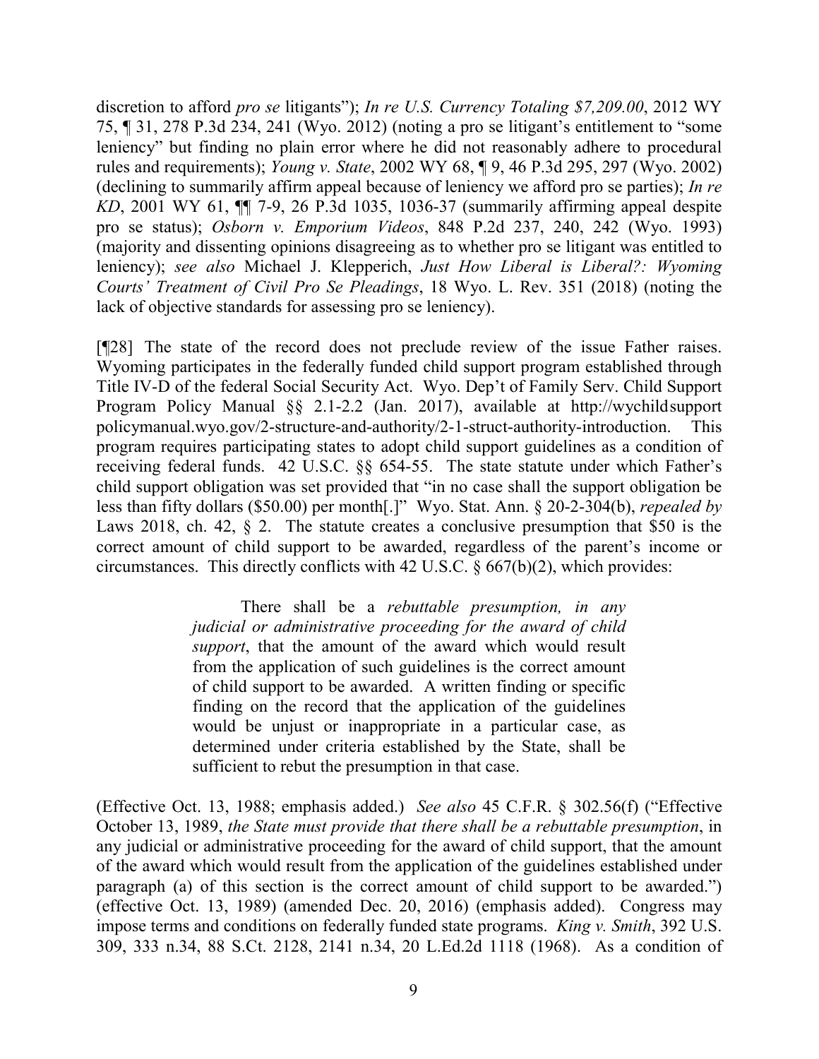discretion to afford *pro se* litigants"); *In re U.S. Currency Totaling $7,209.00*, 2012 WY 75, ¶ 31, 278 P.3d 234, 241 (Wyo. 2012) (noting a pro se litigant's entitlement to "some leniency" but finding no plain error where he did not reasonably adhere to procedural rules and requirements); *Young v. State*, 2002 WY 68, ¶ 9, 46 P.3d 295, 297 (Wyo. 2002) (declining to summarily affirm appeal because of leniency we afford pro se parties); *In re KD*, 2001 WY 61, ¶¶ 7-9, 26 P.3d 1035, 1036-37 (summarily affirming appeal despite pro se status); *Osborn v. Emporium Videos*, 848 P.2d 237, 240, 242 (Wyo. 1993) (majority and dissenting opinions disagreeing as to whether pro se litigant was entitled to leniency); *see also* Michael J. Klepperich, *Just How Liberal is Liberal?: Wyoming Courts' Treatment of Civil Pro Se Pleadings*, 18 Wyo. L. Rev. 351 (2018) (noting the lack of objective standards for assessing pro se leniency).

[¶28] The state of the record does not preclude review of the issue Father raises. Wyoming participates in the federally funded child support program established through Title IV-D of the federal Social Security Act. Wyo. Dep't of Family Serv. Child Support Program Policy Manual §§ 2.1-2.2 (Jan. 2017), available at http://wychildsupportpolicymanual.wyo.gov/2-structure-and-authority/2-1-struct-authority-introduction. This program requires participating states to adopt child support guidelines as a condition of receiving federal funds. 42 U.S.C. §§ 654-55. The state statute under which Father's child support obligation was set provided that "in no case shall the support obligation be less than fifty dollars ($50.00) per month[.]" Wyo. Stat. Ann. § 20-2-304(b), *repealed by* Laws 2018, ch. 42, § 2. The statute creates a conclusive presumption that $50 is the correct amount of child support to be awarded, regardless of the parent's income or circumstances. This directly conflicts with 42 U.S.C. § 667(b)(2), which provides:

> There shall be a *rebuttable presumption, in any judicial or administrative proceeding for the award of child support*, that the amount of the award which would result from the application of such guidelines is the correct amount of child support to be awarded. A written finding or specific finding on the record that the application of the guidelines would be unjust or inappropriate in a particular case, as determined under criteria established by the State, shall be sufficient to rebut the presumption in that case.

(Effective Oct. 13, 1988; emphasis added.) *See also* 45 C.F.R. § 302.56(f) ("Effective October 13, 1989, *the State must provide that there shall be a rebuttable presumption*, in any judicial or administrative proceeding for the award of child support, that the amount of the award which would result from the application of the guidelines established under paragraph (a) of this section is the correct amount of child support to be awarded.") (effective Oct. 13, 1989) (amended Dec. 20, 2016) (emphasis added). Congress may impose terms and conditions on federally funded state programs. *King v. Smith*, 392 U.S. 309, 333 n.34, 88 S.Ct. 2128, 2141 n.34, 20 L.Ed.2d 1118 (1968). As a condition of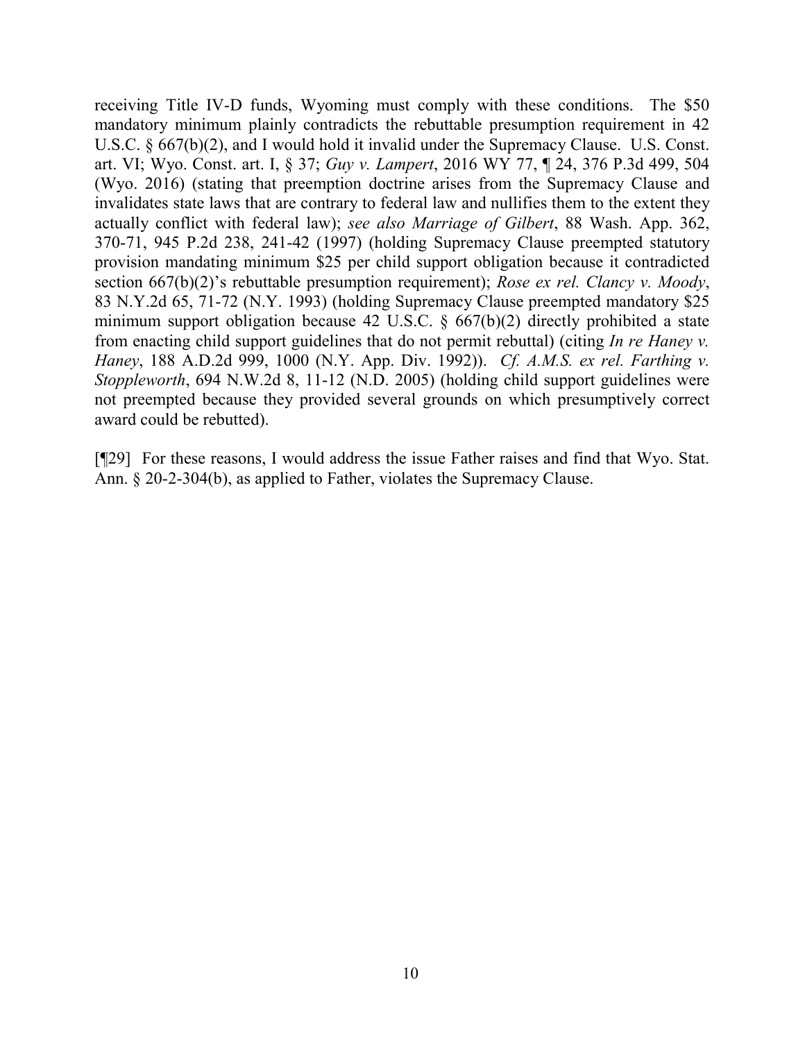receiving Title IV-D funds, Wyoming must comply with these conditions. The $50 mandatory minimum plainly contradicts the rebuttable presumption requirement in 42 U.S.C. § 667(b)(2), and I would hold it invalid under the Supremacy Clause. U.S. Const. art. VI; Wyo. Const. art. I, § 37; *Guy v. Lampert*, 2016 WY 77, ¶ 24, 376 P.3d 499, 504 (Wyo. 2016) (stating that preemption doctrine arises from the Supremacy Clause and invalidates state laws that are contrary to federal law and nullifies them to the extent they actually conflict with federal law); *see also Marriage of Gilbert*, 88 Wash. App. 362, 370-71, 945 P.2d 238, 241-42 (1997) (holding Supremacy Clause preempted statutory provision mandating minimum $25 per child support obligation because it contradicted section 667(b)(2)'s rebuttable presumption requirement); *Rose ex rel. Clancy v. Moody*, 83 N.Y.2d 65, 71-72 (N.Y. 1993) (holding Supremacy Clause preempted mandatory $25 minimum support obligation because 42 U.S.C. § 667(b)(2) directly prohibited a state from enacting child support guidelines that do not permit rebuttal) (citing *In re Haney v. Haney*, 188 A.D.2d 999, 1000 (N.Y. App. Div. 1992)). *Cf. A.M.S. ex rel. Farthing v. Stoppleworth*, 694 N.W.2d 8, 11-12 (N.D. 2005) (holding child support guidelines were not preempted because they provided several grounds on which presumptively correct award could be rebutted).

[¶29] For these reasons, I would address the issue Father raises and find that Wyo. Stat. Ann. § 20-2-304(b), as applied to Father, violates the Supremacy Clause.